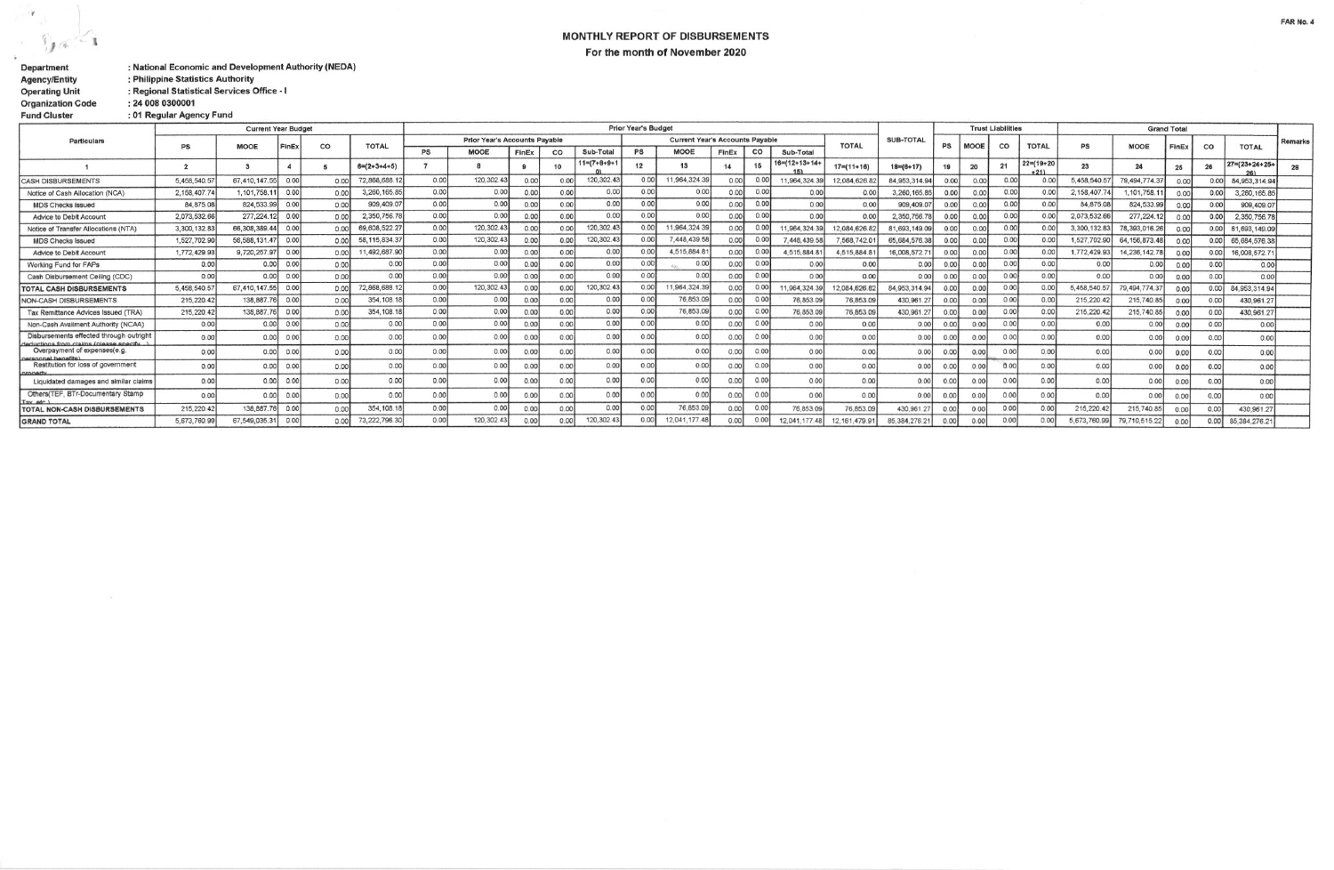FAR No. 4

# MONTHLY REPORT OF DISBURSEMENTS

## For the month of November 2020

**Department** : National Economic and Development Authority (NEDA)
**Agency/Entity** : Philippine Statistics Authority
**Operating Unit** : Regional Statistical Services Office - I
**Organization Code** : 24 008 0300001
**Fund Cluster** : 01 Regular Agency Fund

| Particulars | Current Year Budget | | | | | Prior Year's Budget | | | | | | | | | | | | | Trust Liabilities | | | | Grand Total | | | | | Remarks |
|---|---|---|---|---|---|---|---|---|---|---|---|---|---|---|---|---|---|---|---|---|---|---|---|---|---|---|---|---|
| | PS | MOOE | FinEx | CO | TOTAL | Prior Year's Accounts Payable | | | | | Current Year's Accounts Payable | | | | | TOTAL | SUB-TOTAL | PS | MOOE | CO | TOTAL | PS | MOOE | FinEx | CO | TOTAL | |
| | | | | | | PS | MOOE | FinEx | CO | Sub-Total | PS | MOOE | FinEx | CO | Sub-Total | | | | | | | | | | | | |
| 1 | 2 | 3 | 4 | 5 | 6=(2+3+4+5) | 7 | 8 | 9 | 10 | 11=(7+8+9+10) | 12 | 13 | 14 | 15 | 16=(12+13+14+15) | 17=(11+16) | 18=(6+17) | 19 | 20 | 21 | 22=(19+20+21) | 23 | 24 | 25 | 26 | 27=(23+24+25+26) | 28 |
| CASH DISBURSEMENTS | 5,458,540.57 | 67,410,147.55 | 0.00 | 0.00 | 72,868,688.12 | 0.00 | 120,302.43 | 0.00 | 0.00 | 120,302.43 | 0.00 | 11,964,324.39 | 0.00 | 0.00 | 11,964,324.39 | 12,084,626.82 | 84,953,314.94 | 0.00 | 0.00 | 0.00 | 0.00 | 5,458,540.57 | 79,494,774.37 | 0.00 | 0.00 | 84,953,314.94 | |
| Notice of Cash Allocation (NCA) | 2,158,407.74 | 1,101,758.11 | 0.00 | 0.00 | 3,260,165.85 | 0.00 | 0.00 | 0.00 | 0.00 | 0.00 | 0.00 | 0.00 | 0.00 | 0.00 | 0.00 | 0.00 | 3,260,165.85 | 0.00 | 0.00 | 0.00 | 0.00 | 2,158,407.74 | 1,101,758.11 | 0.00 | 0.00 | 3,260,165.85 | |
| MDS Checks Issued | 84,875.08 | 824,533.99 | 0.00 | 0.00 | 909,409.07 | 0.00 | 0.00 | 0.00 | 0.00 | 0.00 | 0.00 | 0.00 | 0.00 | 0.00 | 0.00 | 0.00 | 909,409.07 | 0.00 | 0.00 | 0.00 | 0.00 | 84,875.08 | 824,533.99 | 0.00 | 0.00 | 909,409.07 | |
| Advice to Debit Account | 2,073,532.66 | 277,224.12 | 0.00 | 0.00 | 2,350,756.78 | 0.00 | 0.00 | 0.00 | 0.00 | 0.00 | 0.00 | 0.00 | 0.00 | 0.00 | 0.00 | 0.00 | 2,350,756.78 | 0.00 | 0.00 | 0.00 | 0.00 | 2,073,532.66 | 277,224.12 | 0.00 | 0.00 | 2,350,756.78 | |
| Notice of Transfer Allocations (NTA) | 3,300,132.83 | 66,308,389.44 | 0.00 | 0.00 | 69,608,522.27 | 0.00 | 120,302.43 | 0.00 | 0.00 | 120,302.43 | 0.00 | 11,964,324.39 | 0.00 | 0.00 | 11,964,324.39 | 12,084,626.82 | 81,693,149.09 | 0.00 | 0.00 | 0.00 | 0.00 | 3,300,132.83 | 78,393,016.26 | 0.00 | 0.00 | 81,693,149.09 | |
| MDS Checks Issued | 1,527,702.90 | 56,588,131.47 | 0.00 | 0.00 | 58,115,834.37 | 0.00 | 120,302.43 | 0.00 | 0.00 | 120,302.43 | 0.00 | 7,448,439.58 | 0.00 | 0.00 | 7,448,439.58 | 7,568,742.01 | 65,684,576.38 | 0.00 | 0.00 | 0.00 | 0.00 | 1,527,702.90 | 64,156,873.48 | 0.00 | 0.00 | 65,684,576.38 | |
| Advice to Debit Account | 1,772,429.93 | 9,720,257.97 | 0.00 | 0.00 | 11,492,687.90 | 0.00 | 0.00 | 0.00 | 0.00 | 0.00 | 0.00 | 4,515,884.81 | 0.00 | 0.00 | 4,515,884.81 | 4,515,884.81 | 16,008,572.71 | 0.00 | 0.00 | 0.00 | 0.00 | 1,772,429.93 | 14,236,142.78 | 0.00 | 0.00 | 16,008,572.71 | |
| Working Fund for FAPs | 0.00 | 0.00 | 0.00 | 0.00 | 0.00 | 0.00 | 0.00 | 0.00 | 0.00 | 0.00 | 0.00 | 0.00 | 0.00 | 0.00 | 0.00 | 0.00 | 0.00 | 0.00 | 0.00 | 0.00 | 0.00 | 0.00 | 0.00 | 0.00 | 0.00 | 0.00 | |
| Cash Disbursement Ceiling (CDC) | 0.00 | 0.00 | 0.00 | 0.00 | 0.00 | 0.00 | 0.00 | 0.00 | 0.00 | 0.00 | 0.00 | 0.00 | 0.00 | 0.00 | 0.00 | 0.00 | 0.00 | 0.00 | 0.00 | 0.00 | 0.00 | 0.00 | 0.00 | 0.00 | 0.00 | 0.00 | |
| TOTAL CASH DISBURSEMENTS | 5,458,540.57 | 67,410,147.55 | 0.00 | 0.00 | 72,868,688.12 | 0.00 | 120,302.43 | 0.00 | 0.00 | 120,302.43 | 0.00 | 11,964,324.39 | 0.00 | 0.00 | 11,964,324.39 | 12,084,626.82 | 84,953,314.94 | 0.00 | 0.00 | 0.00 | 0.00 | 5,458,540.57 | 79,494,774.37 | 0.00 | 0.00 | 84,953,314.94 | |
| NON-CASH DISBURSEMENTS | 215,220.42 | 138,887.76 | 0.00 | 0.00 | 354,108.18 | 0.00 | 0.00 | 0.00 | 0.00 | 0.00 | 0.00 | 76,853.09 | 0.00 | 0.00 | 76,853.09 | 76,853.09 | 430,961.27 | 0.00 | 0.00 | 0.00 | 0.00 | 215,220.42 | 215,740.85 | 0.00 | 0.00 | 430,961.27 | |
| Tax Remittance Advices Issued (TRA) | 215,220.42 | 138,887.76 | 0.00 | 0.00 | 354,108.18 | 0.00 | 0.00 | 0.00 | 0.00 | 0.00 | 0.00 | 76,853.09 | 0.00 | 0.00 | 76,853.09 | 76,853.09 | 430,961.27 | 0.00 | 0.00 | 0.00 | 0.00 | 215,220.42 | 215,740.85 | 0.00 | 0.00 | 430,961.27 | |
| Non-Cash Availment Authority (NCAA) | 0.00 | 0.00 | 0.00 | 0.00 | 0.00 | 0.00 | 0.00 | 0.00 | 0.00 | 0.00 | 0.00 | 0.00 | 0.00 | 0.00 | 0.00 | 0.00 | 0.00 | 0.00 | 0.00 | 0.00 | 0.00 | 0.00 | 0.00 | 0.00 | 0.00 | 0.00 | |
| Disbursements effected through outright deductions from claims (please specify...) | 0.00 | 0.00 | 0.00 | 0.00 | 0.00 | 0.00 | 0.00 | 0.00 | 0.00 | 0.00 | 0.00 | 0.00 | 0.00 | 0.00 | 0.00 | 0.00 | 0.00 | 0.00 | 0.00 | 0.00 | 0.00 | 0.00 | 0.00 | 0.00 | 0.00 | 0.00 | |
| Overpayment of expenses(e.g. personnel benefits) | 0.00 | 0.00 | 0.00 | 0.00 | 0.00 | 0.00 | 0.00 | 0.00 | 0.00 | 0.00 | 0.00 | 0.00 | 0.00 | 0.00 | 0.00 | 0.00 | 0.00 | 0.00 | 0.00 | 0.00 | 0.00 | 0.00 | 0.00 | 0.00 | 0.00 | 0.00 | |
| Restitution for loss of government property | 0.00 | 0.00 | 0.00 | 0.00 | 0.00 | 0.00 | 0.00 | 0.00 | 0.00 | 0.00 | 0.00 | 0.00 | 0.00 | 0.00 | 0.00 | 0.00 | 0.00 | 0.00 | 0.00 | 0.00 | 0.00 | 0.00 | 0.00 | 0.00 | 0.00 | 0.00 | |
| Liquidated damages and similar claims | 0.00 | 0.00 | 0.00 | 0.00 | 0.00 | 0.00 | 0.00 | 0.00 | 0.00 | 0.00 | 0.00 | 0.00 | 0.00 | 0.00 | 0.00 | 0.00 | 0.00 | 0.00 | 0.00 | 0.00 | 0.00 | 0.00 | 0.00 | 0.00 | 0.00 | 0.00 | |
| Others(TEF, BTr-Documentary Stamp Tax, etc.) | 0.00 | 0.00 | 0.00 | 0.00 | 0.00 | 0.00 | 0.00 | 0.00 | 0.00 | 0.00 | 0.00 | 0.00 | 0.00 | 0.00 | 0.00 | 0.00 | 0.00 | 0.00 | 0.00 | 0.00 | 0.00 | 0.00 | 0.00 | 0.00 | 0.00 | 0.00 | |
| TOTAL NON-CASH DISBURSEMENTS | 215,220.42 | 138,887.76 | 0.00 | 0.00 | 354,108.18 | 0.00 | 0.00 | 0.00 | 0.00 | 0.00 | 0.00 | 76,853.09 | 0.00 | 0.00 | 76,853.09 | 76,853.09 | 430,961.27 | 0.00 | 0.00 | 0.00 | 0.00 | 215,220.42 | 215,740.85 | 0.00 | 0.00 | 430,961.27 | |
| GRAND TOTAL | 5,673,760.99 | 67,549,035.31 | 0.00 | 0.00 | 73,222,796.30 | 0.00 | 120,302.43 | 0.00 | 0.00 | 120,302.43 | 0.00 | 12,041,177.48 | 0.00 | 0.00 | 12,041,177.48 | 12,161,479.91 | 85,384,276.21 | 0.00 | 0.00 | 0.00 | 0.00 | 5,673,760.99 | 79,710,515.22 | 0.00 | 0.00 | 85,384,276.21 | |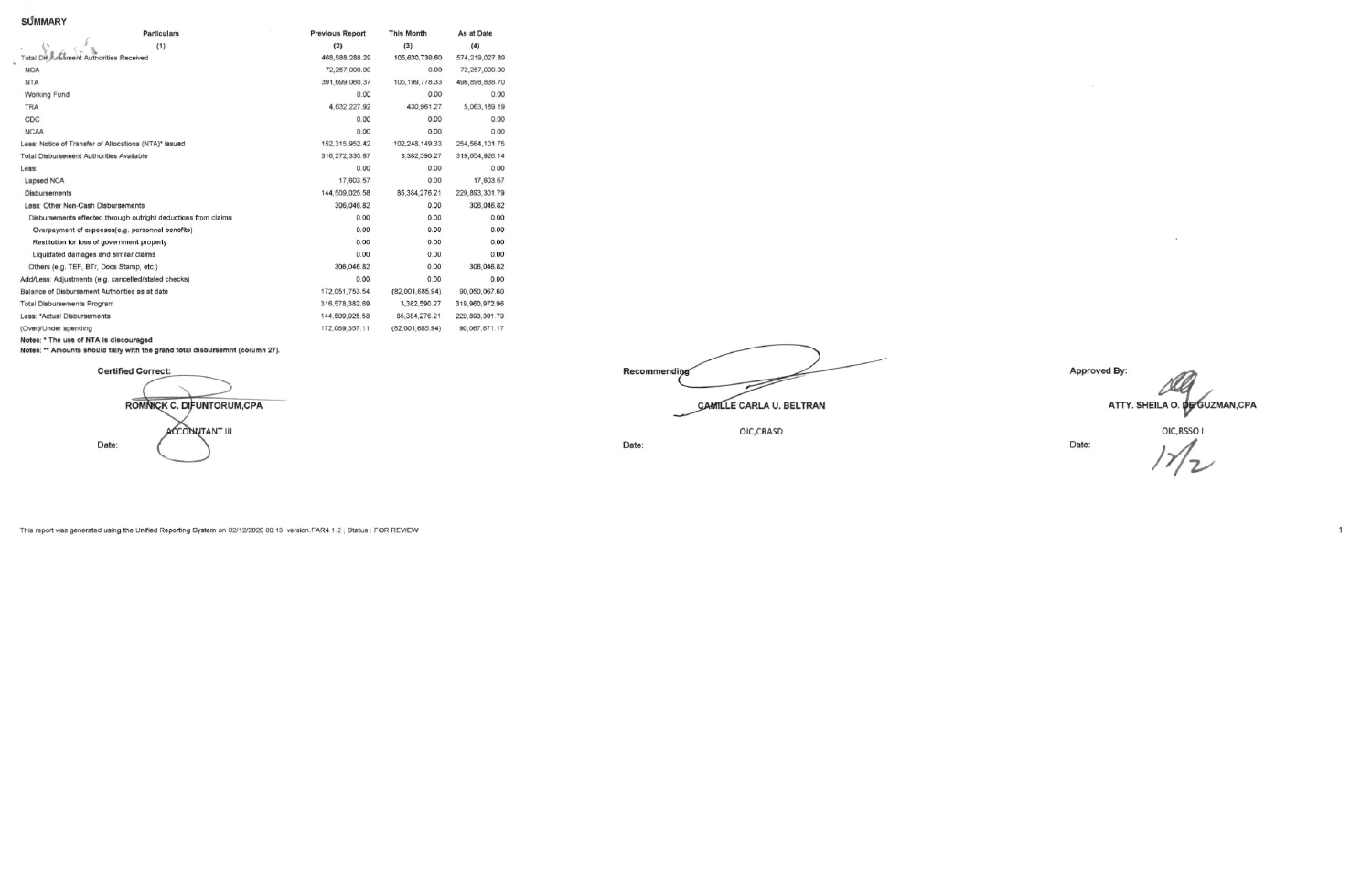# SUMMARY

| Particulars | Previous Report | This Month | As at Date |
|---|---|---|---|
| (1) | (2) | (3) | (4) |
| Total Disbursement Authorities Received | 468,588,288.29 | 105,630,739.60 | 574,219,027.89 |
| NCA | 72,257,000.00 | 0.00 | 72,257,000.00 |
| NTA | 391,699,060.37 | 105,199,778.33 | 496,898,838.70 |
| Working Fund | 0.00 | 0.00 | 0.00 |
| TRA | 4,632,227.92 | 430,961.27 | 5,063,189.19 |
| CDC | 0.00 | 0.00 | 0.00 |
| NCAA | 0.00 | 0.00 | 0.00 |
| Less: Notice of Transfer of Allocations (NTA)* issued | 152,315,952.42 | 102,248,149.33 | 254,564,101.75 |
| Total Disbursement Authorities Available | 316,272,335.87 | 3,382,590.27 | 319,654,926.14 |
| Less: | 0.00 | 0.00 | 0.00 |
| Lapsed NCA | 17,603.57 | 0.00 | 17,603.57 |
| Disbursements | 144,509,025.58 | 85,384,276.21 | 229,893,301.79 |
| Less: Other Non-Cash Disbursements | 306,046.82 | 0.00 | 306,046.82 |
| Disbursements effected through outright deductions from claims | 0.00 | 0.00 | 0.00 |
| Overpayment of expenses(e.g. personnel benefits) | 0.00 | 0.00 | 0.00 |
| Restitution for loss of government property | 0.00 | 0.00 | 0.00 |
| Liquidated damages and similar claims | 0.00 | 0.00 | 0.00 |
| Others (e.g. TEF, BTr, Docs Stamp, etc.) | 306,046.82 | 0.00 | 306,046.82 |
| Add/Less: Adjustments (e.g. cancelled/staled checks) | 0.00 | 0.00 | 0.00 |
| Balance of Disbursement Authorities as at date | 172,051,753.54 | (82,001,685.94) | 90,050,067.60 |
| Total Disbursements Program | 316,578,382.69 | 3,382,590.27 | 319,960,972.96 |
| Less: *Actual Disbursements | 144,509,025.58 | 85,384,276.21 | 229,893,301.79 |
| (Over)/Under spending | 172,069,357.11 | (82,001,685.94) | 90,067,671.17 |

**Notes: * The use of NTA is discouraged**
**Notes: ** Amounts should tally with the grand total disbursemnt (column 27).**

**Certified Correct:**

ROMNICK C. DIFUNTORUM,CPA
ACCOUNTANT III

Date:

**Recommending:**

CAMILLE CARLA U. BELTRAN
OIC,CRASD

Date:

**Approved By:**

ATTY. SHEILA O. DE GUZMAN,CPA
OIC,RSSO I

Date: 12/2

This report was generated using the Unified Reporting System on 02/12/2020 00:13 version.FAR4.1.2 ; Status : FOR REVIEW